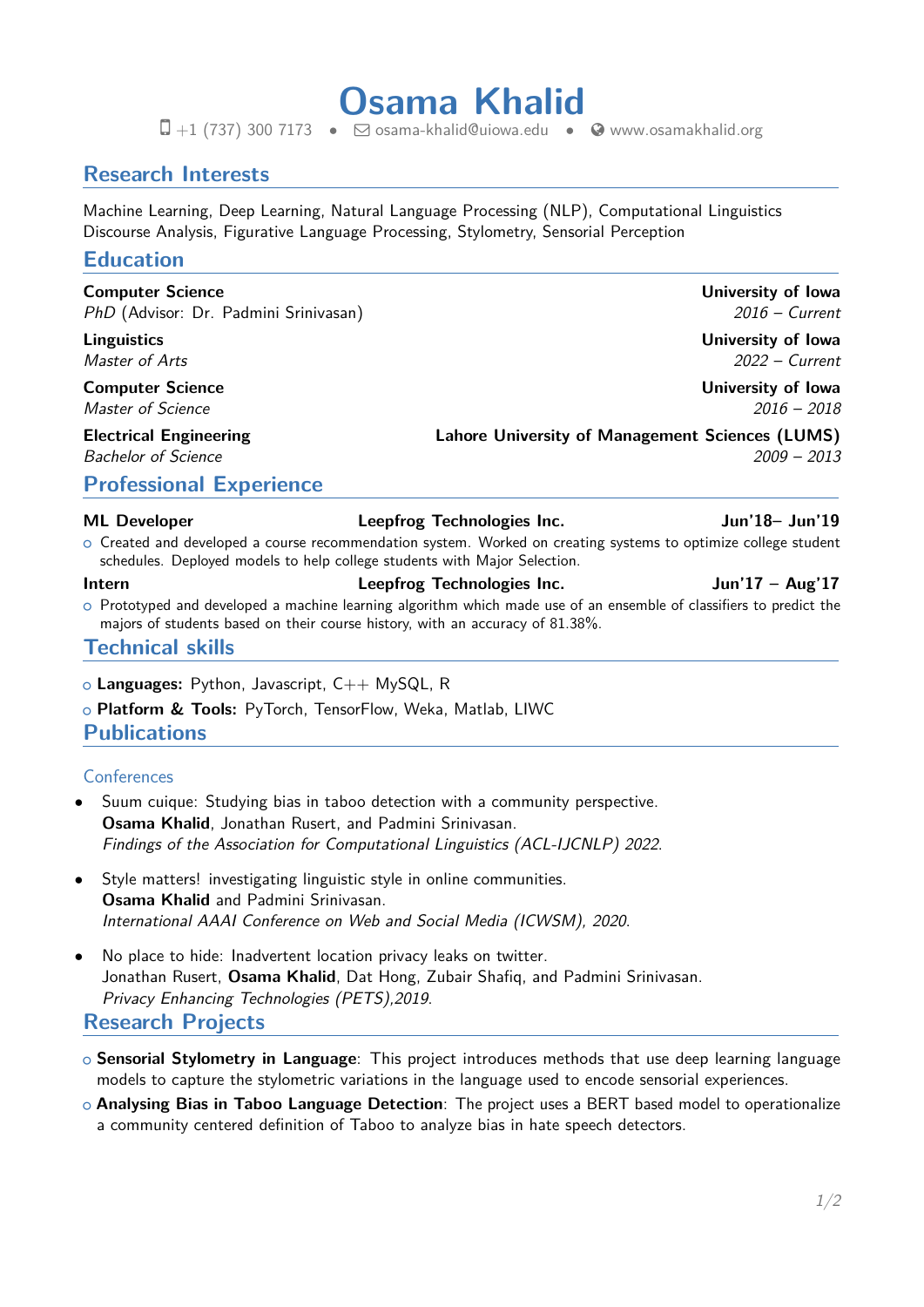# Osama Khalid

+1 (737) 300 7173 • osama-khalid@uiowa.edu • www.osamakhalid.org

## Research Interests

Machine Learning, Deep Learning, Natural Language Processing (NLP), Computational Linguistics
Discourse Analysis, Figurative Language Processing, Stylometry, Sensorial Perception

## Education

**Computer Science** — **University of Iowa**
*PhD* (Advisor: Dr. Padmini Srinivasan) — *2016 – Current*

**Linguistics** — **University of Iowa**
*Master of Arts* — *2022 – Current*

**Computer Science** — **University of Iowa**
*Master of Science* — *2016 – 2018*

**Electrical Engineering** — **Lahore University of Management Sciences (LUMS)**
*Bachelor of Science* — *2009 – 2013*

## Professional Experience

**ML Developer** — **Leepfrog Technologies Inc.** — **Jun'18– Jun'19**

- Created and developed a course recommendation system. Worked on creating systems to optimize college student schedules. Deployed models to help college students with Major Selection.

**Intern** — **Leepfrog Technologies Inc.** — **Jun'17 – Aug'17**

- Prototyped and developed a machine learning algorithm which made use of an ensemble of classifiers to predict the majors of students based on their course history, with an accuracy of 81.38%.

## Technical skills

- **Languages:** Python, Javascript, C++ MySQL, R
- **Platform & Tools:** PyTorch, TensorFlow, Weka, Matlab, LIWC

## Publications

### Conferences

- Suum cuique: Studying bias in taboo detection with a community perspective.
  **Osama Khalid**, Jonathan Rusert, and Padmini Srinivasan.
  *Findings of the Association for Computational Linguistics (ACL-IJCNLP) 2022.*

- Style matters! investigating linguistic style in online communities.
  **Osama Khalid** and Padmini Srinivasan.
  *International AAAI Conference on Web and Social Media (ICWSM), 2020.*

- No place to hide: Inadvertent location privacy leaks on twitter.
  Jonathan Rusert, **Osama Khalid**, Dat Hong, Zubair Shafiq, and Padmini Srinivasan.
  *Privacy Enhancing Technologies (PETS),2019.*

## Research Projects

- **Sensorial Stylometry in Language**: This project introduces methods that use deep learning language models to capture the stylometric variations in the language used to encode sensorial experiences.
- **Analysing Bias in Taboo Language Detection**: The project uses a BERT based model to operationalize a community centered definition of Taboo to analyze bias in hate speech detectors.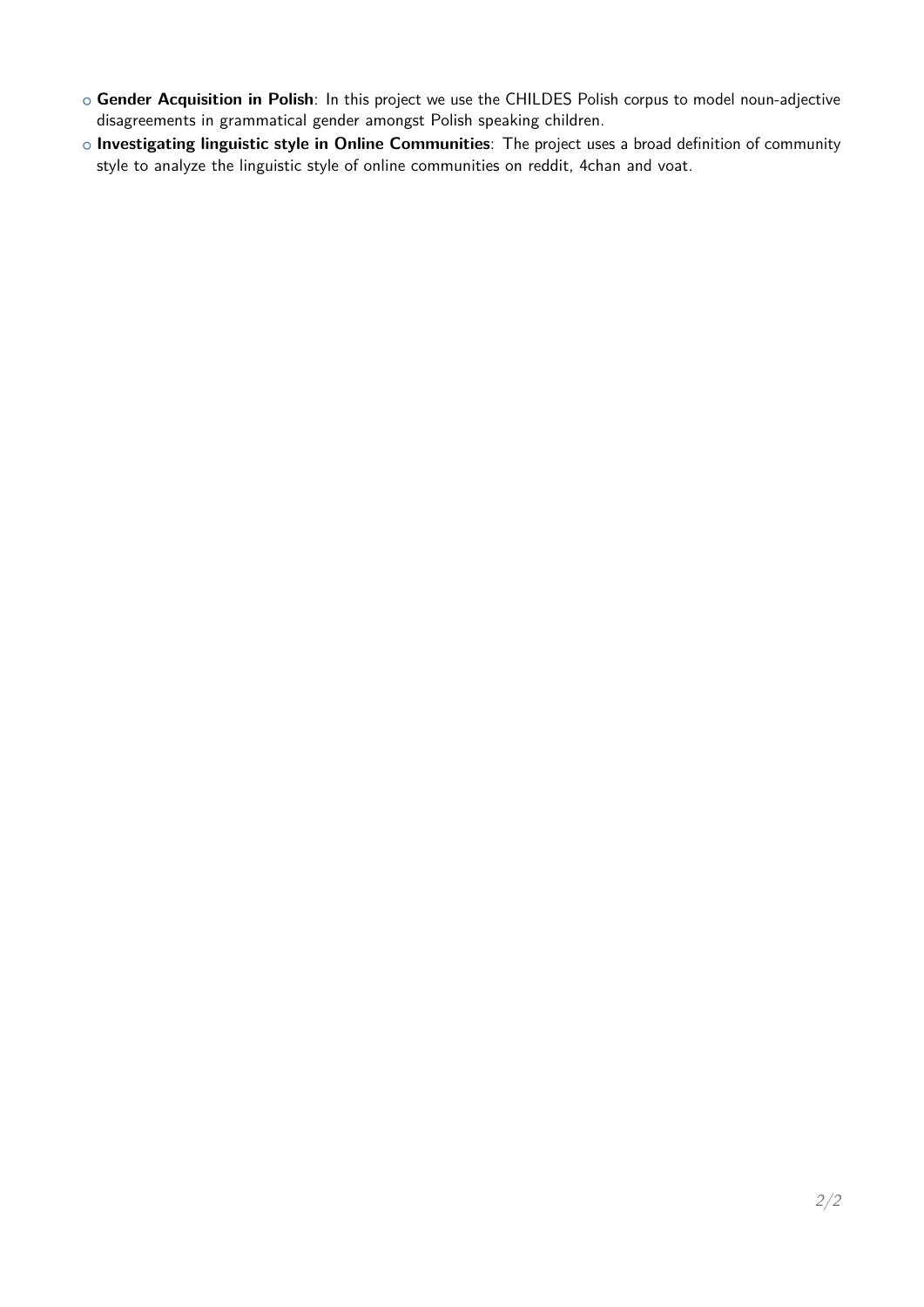- **Gender Acquisition in Polish**: In this project we use the CHILDES Polish corpus to model noun-adjective disagreements in grammatical gender amongst Polish speaking children.
- **Investigating linguistic style in Online Communities**: The project uses a broad definition of community style to analyze the linguistic style of online communities on reddit, 4chan and voat.